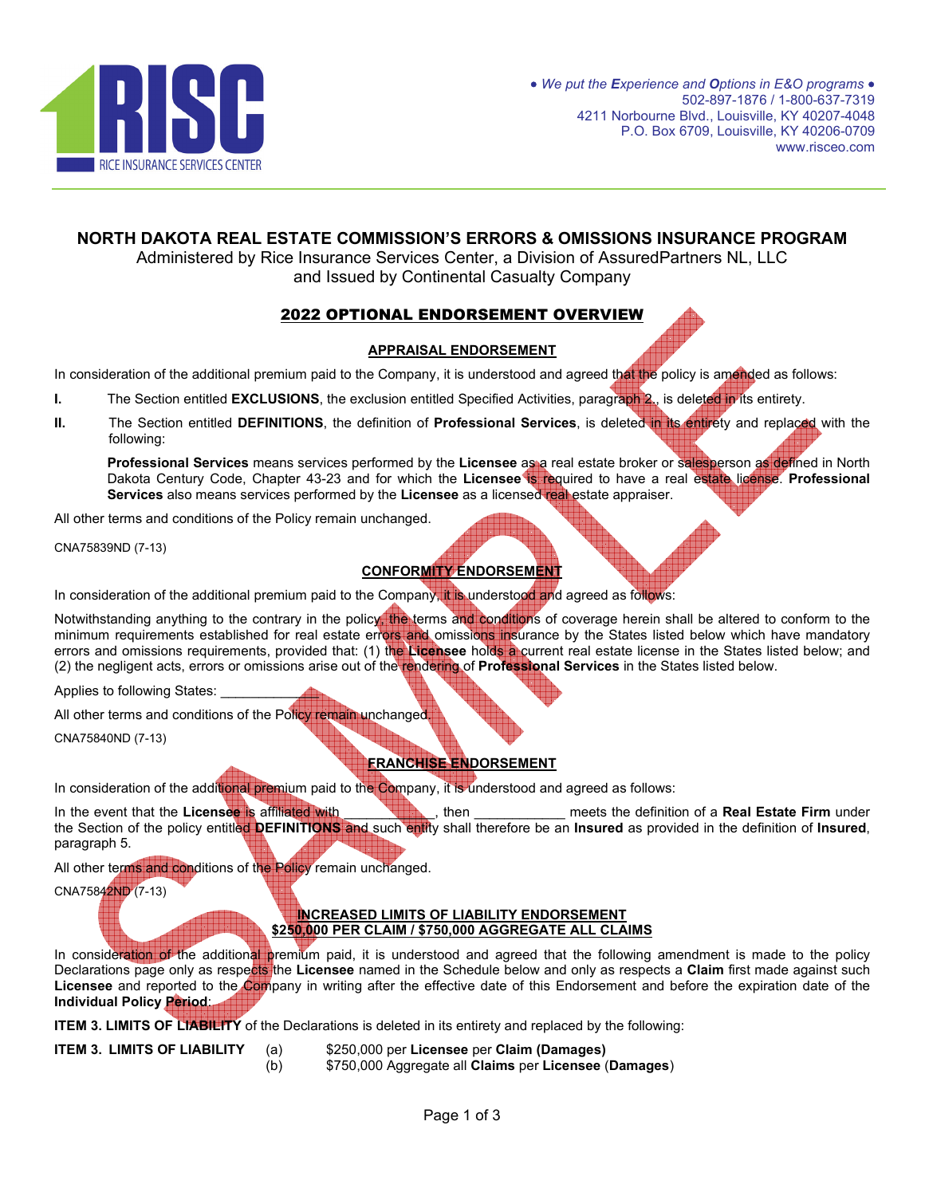RISC
RICE INSURANCE SERVICES CENTER

*• We put the **E**xperience and **O**ptions in E&O programs •*
502-897-1876 / 1-800-637-7319
4211 Norbourne Blvd., Louisville, KY 40207-4048
P.O. Box 6709, Louisville, KY 40206-0709
www.risceo.com

# NORTH DAKOTA REAL ESTATE COMMISSION'S ERRORS & OMISSIONS INSURANCE PROGRAM

Administered by Rice Insurance Services Center, a Division of AssuredPartners NL, LLC
and Issued by Continental Casualty Company

## 2022 OPTIONAL ENDORSEMENT OVERVIEW

### APPRAISAL ENDORSEMENT

In consideration of the additional premium paid to the Company, it is understood and agreed that the policy is amended as follows:

**I.** The Section entitled **EXCLUSIONS**, the exclusion entitled Specified Activities, paragraph 2., is deleted in its entirety.

**II.** The Section entitled **DEFINITIONS**, the definition of **Professional Services**, is deleted in its entirety and replaced with the following:

**Professional Services** means services performed by the **Licensee** as a real estate broker or salesperson as defined in North Dakota Century Code, Chapter 43-23 and for which the **Licensee** is required to have a real estate license. **Professional Services** also means services performed by the **Licensee** as a licensed real estate appraiser.

All other terms and conditions of the Policy remain unchanged.

CNA75839ND (7-13)

### CONFORMITY ENDORSEMENT

In consideration of the additional premium paid to the Company, it is understood and agreed as follows:

Notwithstanding anything to the contrary in the policy, the terms and conditions of coverage herein shall be altered to conform to the minimum requirements established for real estate errors and omissions insurance by the States listed below which have mandatory errors and omissions requirements, provided that: (1) the **Licensee** holds a current real estate license in the States listed below; and (2) the negligent acts, errors or omissions arise out of the rendering of **Professional Services** in the States listed below.

Applies to following States: _____________

All other terms and conditions of the Policy remain unchanged.

CNA75840ND (7-13)

### FRANCHISE ENDORSEMENT

In consideration of the additional premium paid to the Company, it is understood and agreed as follows:

In the event that the **Licensee** is affiliated with ____________, then ____________ meets the definition of a **Real Estate Firm** under the Section of the policy entitled **DEFINITIONS** and such entity shall therefore be an **Insured** as provided in the definition of **Insured**, paragraph 5.

All other terms and conditions of the Policy remain unchanged.

CNA75842ND (7-13)

### INCREASED LIMITS OF LIABILITY ENDORSEMENT
### $250,000 PER CLAIM / $750,000 AGGREGATE ALL CLAIMS

In consideration of the additional premium paid, it is understood and agreed that the following amendment is made to the policy Declarations page only as respects the **Licensee** named in the Schedule below and only as respects a **Claim** first made against such **Licensee** and reported to the Company in writing after the effective date of this Endorsement and before the expiration date of the **Individual Policy Period**:

**ITEM 3. LIMITS OF LIABILITY** of the Declarations is deleted in its entirety and replaced by the following:

**ITEM 3. LIMITS OF LIABILITY**
(a) $250,000 per **Licensee** per **Claim (Damages)**
(b) $750,000 Aggregate all **Claims** per **Licensee** (**Damages**)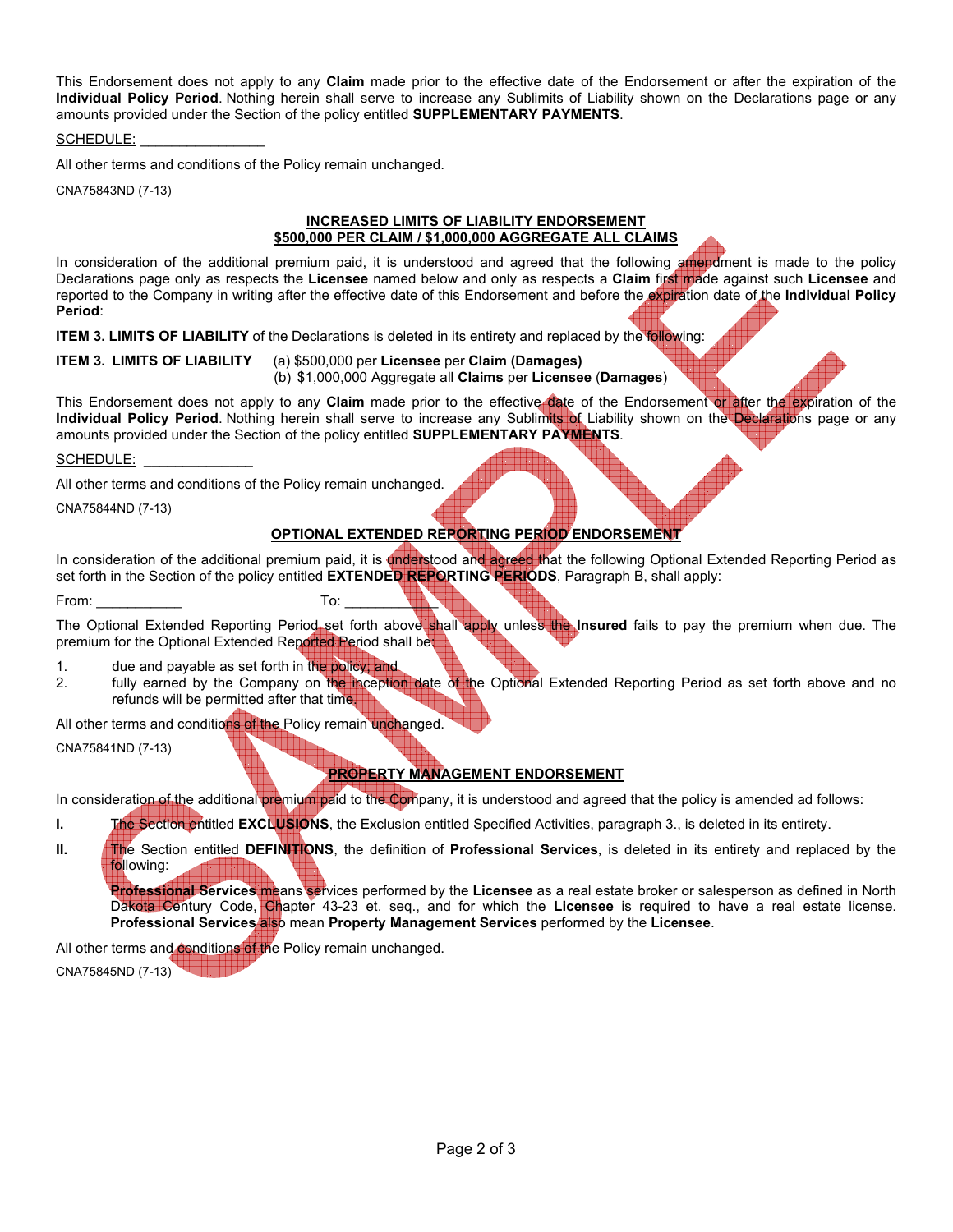This Endorsement does not apply to any **Claim** made prior to the effective date of the Endorsement or after the expiration of the **Individual Policy Period**. Nothing herein shall serve to increase any Sublimits of Liability shown on the Declarations page or any amounts provided under the Section of the policy entitled **SUPPLEMENTARY PAYMENTS**.

SCHEDULE: ________________

All other terms and conditions of the Policy remain unchanged.

CNA75843ND (7-13)

## INCREASED LIMITS OF LIABILITY ENDORSEMENT
## $500,000 PER CLAIM / $1,000,000 AGGREGATE ALL CLAIMS

In consideration of the additional premium paid, it is understood and agreed that the following amendment is made to the policy Declarations page only as respects the **Licensee** named below and only as respects a **Claim** first made against such **Licensee** and reported to the Company in writing after the effective date of this Endorsement and before the expiration date of the **Individual Policy Period**:

**ITEM 3. LIMITS OF LIABILITY** of the Declarations is deleted in its entirety and replaced by the following:

**ITEM 3. LIMITS OF LIABILITY** (a) $500,000 per **Licensee** per **Claim (Damages)**
(b) $1,000,000 Aggregate all **Claims** per **Licensee** (**Damages**)

This Endorsement does not apply to any **Claim** made prior to the effective date of the Endorsement or after the expiration of the **Individual Policy Period**. Nothing herein shall serve to increase any Sublimits of Liability shown on the Declarations page or any amounts provided under the Section of the policy entitled **SUPPLEMENTARY PAYMENTS**.

SCHEDULE: ______________

All other terms and conditions of the Policy remain unchanged.

CNA75844ND (7-13)

## OPTIONAL EXTENDED REPORTING PERIOD ENDORSEMENT

In consideration of the additional premium paid, it is understood and agreed that the following Optional Extended Reporting Period as set forth in the Section of the policy entitled **EXTENDED REPORTING PERIODS**, Paragraph B, shall apply:

From: ___________ To: ___________

The Optional Extended Reporting Period set forth above shall apply unless the **Insured** fails to pay the premium when due. The premium for the Optional Extended Reported Period shall be:

1. due and payable as set forth in the policy; and
2. fully earned by the Company on the inception date of the Optional Extended Reporting Period as set forth above and no refunds will be permitted after that time.

All other terms and conditions of the Policy remain unchanged.

CNA75841ND (7-13)

## PROPERTY MANAGEMENT ENDORSEMENT

In consideration of the additional premium paid to the Company, it is understood and agreed that the policy is amended ad follows:

**I.** The Section entitled **EXCLUSIONS**, the Exclusion entitled Specified Activities, paragraph 3., is deleted in its entirety.

**II.** The Section entitled **DEFINITIONS**, the definition of **Professional Services**, is deleted in its entirety and replaced by the following:

**Professional Services** means services performed by the **Licensee** as a real estate broker or salesperson as defined in North Dakota Century Code, Chapter 43-23 et. seq., and for which the **Licensee** is required to have a real estate license. **Professional Services** also mean **Property Management Services** performed by the **Licensee**.

All other terms and conditions of the Policy remain unchanged.

CNA75845ND (7-13)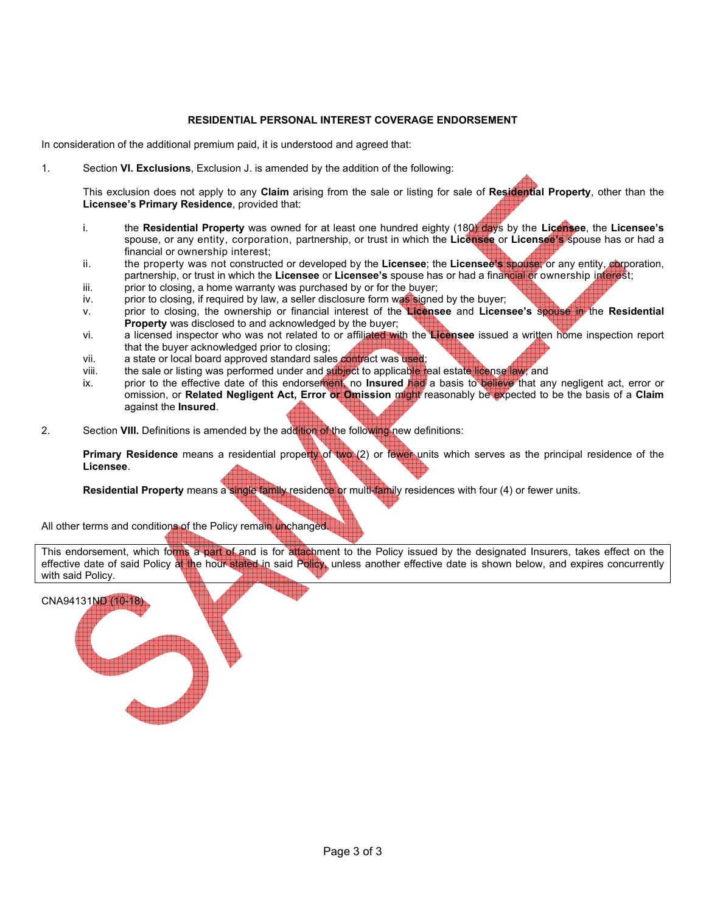**RESIDENTIAL PERSONAL INTEREST COVERAGE ENDORSEMENT**

In consideration of the additional premium paid, it is understood and agreed that:

1. Section **VI. Exclusions**, Exclusion J. is amended by the addition of the following:

   This exclusion does not apply to any **Claim** arising from the sale or listing for sale of **Residential Property**, other than the **Licensee's Primary Residence**, provided that:

   i. the **Residential Property** was owned for at least one hundred eighty (180) days by the **Licensee**, the **Licensee's** spouse, or any entity, corporation, partnership, or trust in which the **Licensee** or **Licensee's** spouse has or had a financial or ownership interest;
   ii. the property was not constructed or developed by the **Licensee**; the **Licensee's** spouse; or any entity, corporation, partnership, or trust in which the **Licensee** or **Licensee's** spouse has or had a financial or ownership interest;
   iii. prior to closing, a home warranty was purchased by or for the buyer;
   iv. prior to closing, if required by law, a seller disclosure form was signed by the buyer;
   v. prior to closing, the ownership or financial interest of the **Licensee** and **Licensee's** spouse in the **Residential Property** was disclosed to and acknowledged by the buyer;
   vi. a licensed inspector who was not related to or affiliated with the **Licensee** issued a written home inspection report that the buyer acknowledged prior to closing;
   vii. a state or local board approved standard sales contract was used;
   viii. the sale or listing was performed under and subject to applicable real estate license law; and
   ix. prior to the effective date of this endorsement, no **Insured** had a basis to believe that any negligent act, error or omission, or **Related Negligent Act, Error or Omission** might reasonably be expected to be the basis of a **Claim** against the **Insured**.

2. Section **VIII.** Definitions is amended by the addition of the following new definitions:

   **Primary Residence** means a residential property of two (2) or fewer units which serves as the principal residence of the **Licensee**.

   **Residential Property** means a single family residence or multi-family residences with four (4) or fewer units.

All other terms and conditions of the Policy remain unchanged.

This endorsement, which forms a part of and is for attachment to the Policy issued by the designated Insurers, takes effect on the effective date of said Policy at the hour stated in said Policy, unless another effective date is shown below, and expires concurrently with said Policy.

CNA94131ND (10-18)